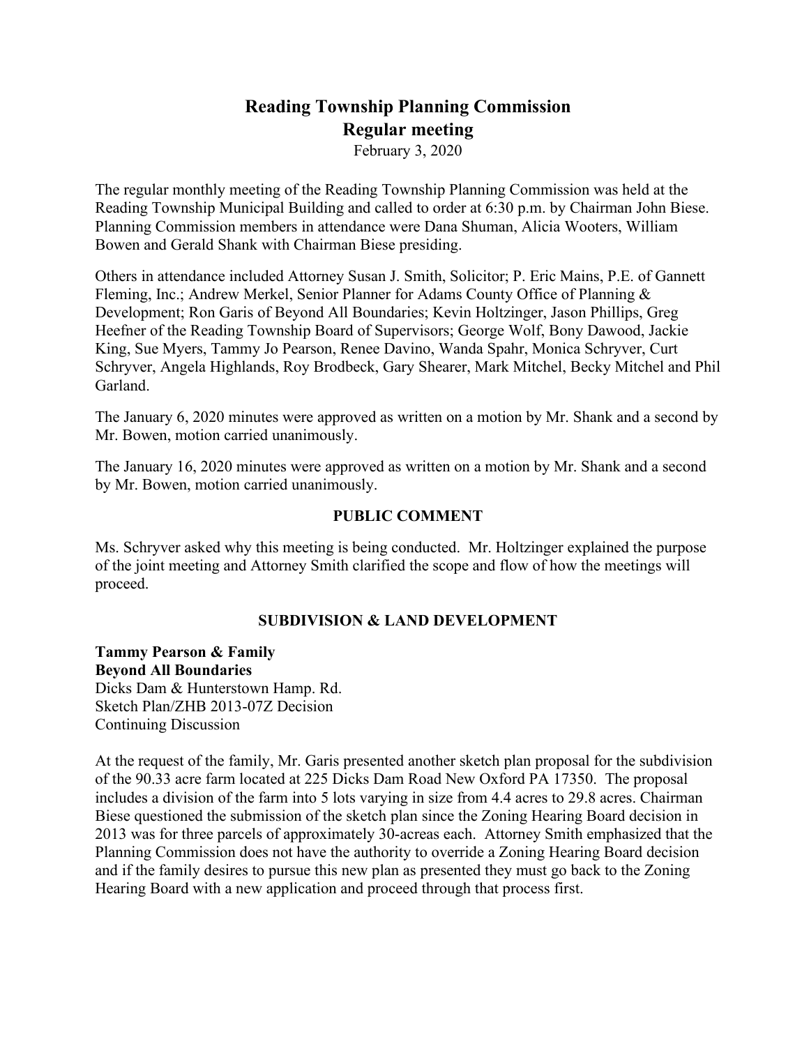# Reading Township Planning Commission
## Regular meeting

February 3, 2020

The regular monthly meeting of the Reading Township Planning Commission was held at the Reading Township Municipal Building and called to order at 6:30 p.m. by Chairman John Biese. Planning Commission members in attendance were Dana Shuman, Alicia Wooters, William Bowen and Gerald Shank with Chairman Biese presiding.

Others in attendance included Attorney Susan J. Smith, Solicitor; P. Eric Mains, P.E. of Gannett Fleming, Inc.; Andrew Merkel, Senior Planner for Adams County Office of Planning & Development; Ron Garis of Beyond All Boundaries; Kevin Holtzinger, Jason Phillips, Greg Heefner of the Reading Township Board of Supervisors; George Wolf, Bony Dawood, Jackie King, Sue Myers, Tammy Jo Pearson, Renee Davino, Wanda Spahr, Monica Schryver, Curt Schryver, Angela Highlands, Roy Brodbeck, Gary Shearer, Mark Mitchel, Becky Mitchel and Phil Garland.

The January 6, 2020 minutes were approved as written on a motion by Mr. Shank and a second by Mr. Bowen, motion carried unanimously.

The January 16, 2020 minutes were approved as written on a motion by Mr. Shank and a second by Mr. Bowen, motion carried unanimously.

### PUBLIC COMMENT

Ms. Schryver asked why this meeting is being conducted. Mr. Holtzinger explained the purpose of the joint meeting and Attorney Smith clarified the scope and flow of how the meetings will proceed.

### SUBDIVISION & LAND DEVELOPMENT

**Tammy Pearson & Family**
**Beyond All Boundaries**
Dicks Dam & Hunterstown Hamp. Rd.
Sketch Plan/ZHB 2013-07Z Decision
Continuing Discussion

At the request of the family, Mr. Garis presented another sketch plan proposal for the subdivision of the 90.33 acre farm located at 225 Dicks Dam Road New Oxford PA 17350. The proposal includes a division of the farm into 5 lots varying in size from 4.4 acres to 29.8 acres. Chairman Biese questioned the submission of the sketch plan since the Zoning Hearing Board decision in 2013 was for three parcels of approximately 30-acreas each. Attorney Smith emphasized that the Planning Commission does not have the authority to override a Zoning Hearing Board decision and if the family desires to pursue this new plan as presented they must go back to the Zoning Hearing Board with a new application and proceed through that process first.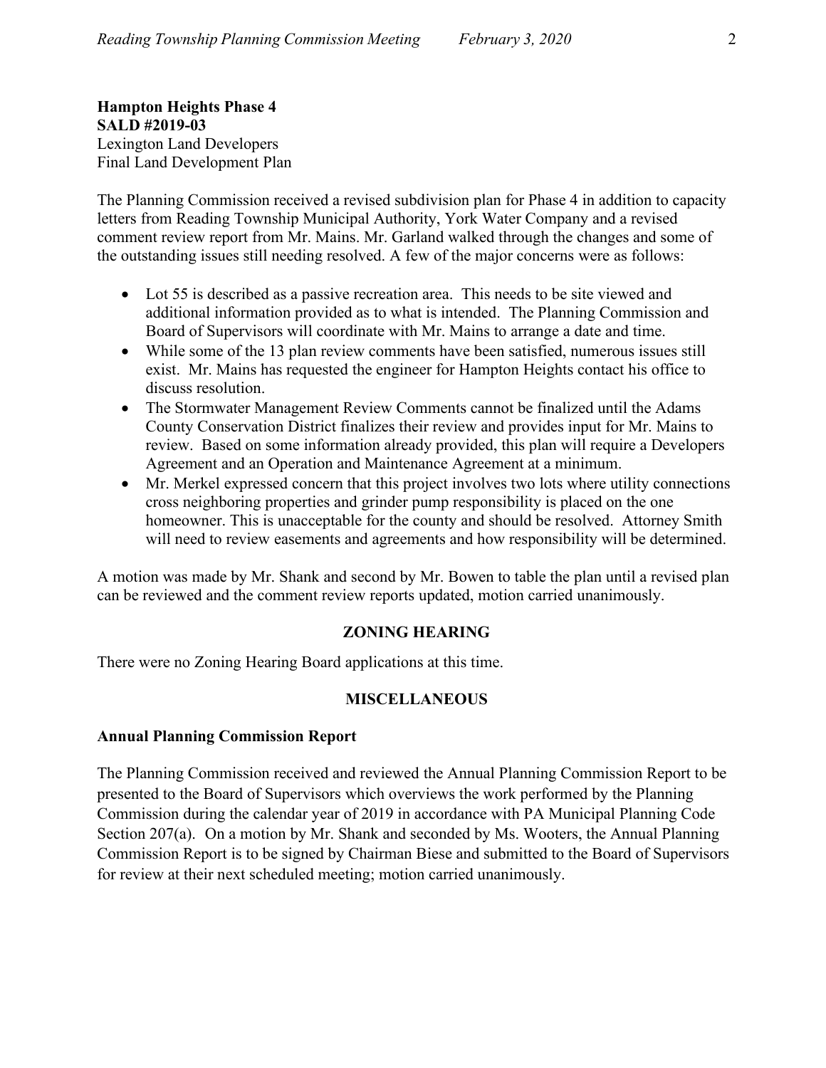**Hampton Heights Phase 4**
**SALD #2019-03**
Lexington Land Developers
Final Land Development Plan

The Planning Commission received a revised subdivision plan for Phase 4 in addition to capacity letters from Reading Township Municipal Authority, York Water Company and a revised comment review report from Mr. Mains. Mr. Garland walked through the changes and some of the outstanding issues still needing resolved. A few of the major concerns were as follows:

- Lot 55 is described as a passive recreation area. This needs to be site viewed and additional information provided as to what is intended. The Planning Commission and Board of Supervisors will coordinate with Mr. Mains to arrange a date and time.
- While some of the 13 plan review comments have been satisfied, numerous issues still exist. Mr. Mains has requested the engineer for Hampton Heights contact his office to discuss resolution.
- The Stormwater Management Review Comments cannot be finalized until the Adams County Conservation District finalizes their review and provides input for Mr. Mains to review. Based on some information already provided, this plan will require a Developers Agreement and an Operation and Maintenance Agreement at a minimum.
- Mr. Merkel expressed concern that this project involves two lots where utility connections cross neighboring properties and grinder pump responsibility is placed on the one homeowner. This is unacceptable for the county and should be resolved. Attorney Smith will need to review easements and agreements and how responsibility will be determined.

A motion was made by Mr. Shank and second by Mr. Bowen to table the plan until a revised plan can be reviewed and the comment review reports updated, motion carried unanimously.

## ZONING HEARING

There were no Zoning Hearing Board applications at this time.

## MISCELLANEOUS

**Annual Planning Commission Report**

The Planning Commission received and reviewed the Annual Planning Commission Report to be presented to the Board of Supervisors which overviews the work performed by the Planning Commission during the calendar year of 2019 in accordance with PA Municipal Planning Code Section 207(a). On a motion by Mr. Shank and seconded by Ms. Wooters, the Annual Planning Commission Report is to be signed by Chairman Biese and submitted to the Board of Supervisors for review at their next scheduled meeting; motion carried unanimously.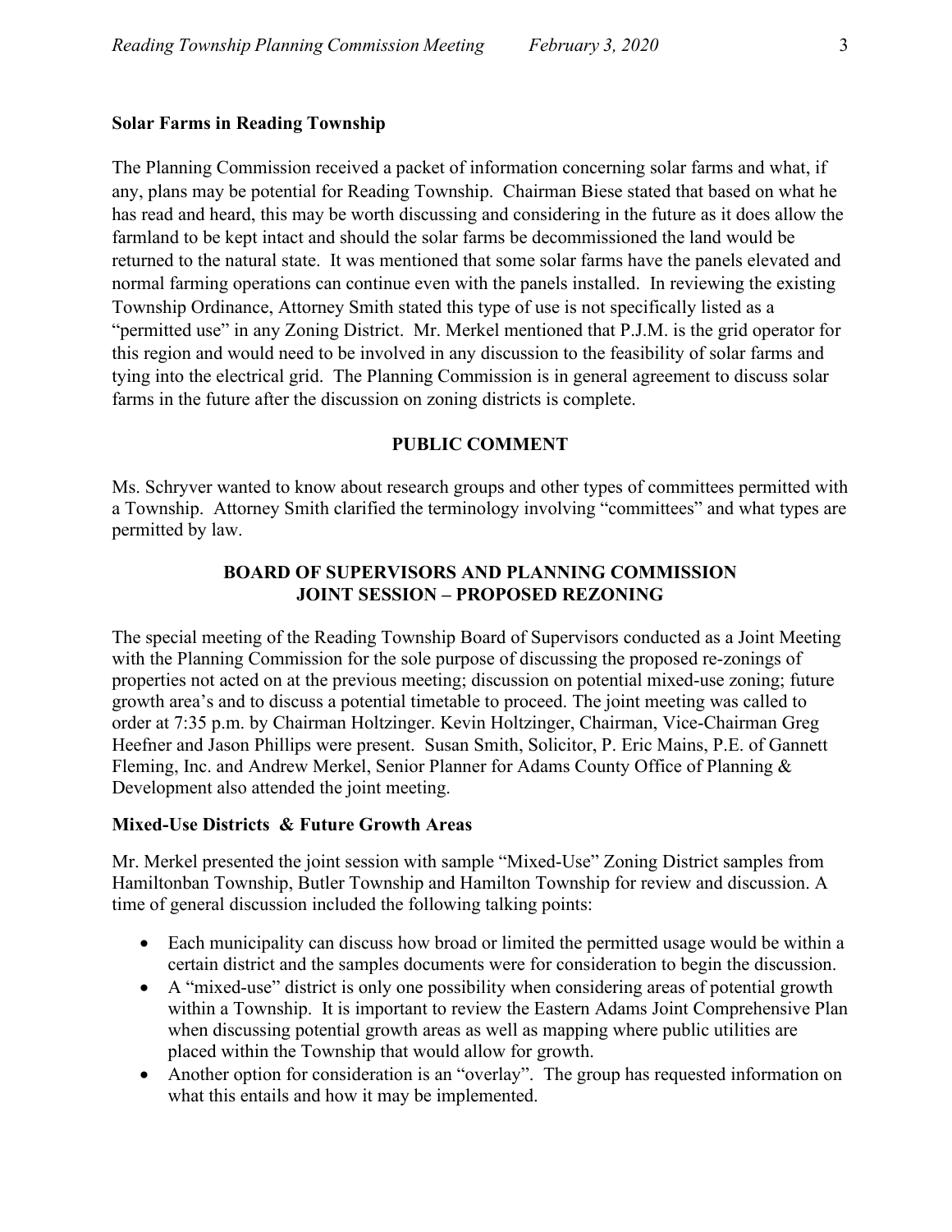**Solar Farms in Reading Township**

The Planning Commission received a packet of information concerning solar farms and what, if any, plans may be potential for Reading Township. Chairman Biese stated that based on what he has read and heard, this may be worth discussing and considering in the future as it does allow the farmland to be kept intact and should the solar farms be decommissioned the land would be returned to the natural state. It was mentioned that some solar farms have the panels elevated and normal farming operations can continue even with the panels installed. In reviewing the existing Township Ordinance, Attorney Smith stated this type of use is not specifically listed as a "permitted use" in any Zoning District. Mr. Merkel mentioned that P.J.M. is the grid operator for this region and would need to be involved in any discussion to the feasibility of solar farms and tying into the electrical grid. The Planning Commission is in general agreement to discuss solar farms in the future after the discussion on zoning districts is complete.

## PUBLIC COMMENT

Ms. Schryver wanted to know about research groups and other types of committees permitted with a Township. Attorney Smith clarified the terminology involving "committees" and what types are permitted by law.

## BOARD OF SUPERVISORS AND PLANNING COMMISSION JOINT SESSION – PROPOSED REZONING

The special meeting of the Reading Township Board of Supervisors conducted as a Joint Meeting with the Planning Commission for the sole purpose of discussing the proposed re-zonings of properties not acted on at the previous meeting; discussion on potential mixed-use zoning; future growth area's and to discuss a potential timetable to proceed. The joint meeting was called to order at 7:35 p.m. by Chairman Holtzinger. Kevin Holtzinger, Chairman, Vice-Chairman Greg Heefner and Jason Phillips were present. Susan Smith, Solicitor, P. Eric Mains, P.E. of Gannett Fleming, Inc. and Andrew Merkel, Senior Planner for Adams County Office of Planning & Development also attended the joint meeting.

**Mixed-Use Districts & Future Growth Areas**

Mr. Merkel presented the joint session with sample "Mixed-Use" Zoning District samples from Hamiltonban Township, Butler Township and Hamilton Township for review and discussion. A time of general discussion included the following talking points:

- Each municipality can discuss how broad or limited the permitted usage would be within a certain district and the samples documents were for consideration to begin the discussion.
- A "mixed-use" district is only one possibility when considering areas of potential growth within a Township. It is important to review the Eastern Adams Joint Comprehensive Plan when discussing potential growth areas as well as mapping where public utilities are placed within the Township that would allow for growth.
- Another option for consideration is an "overlay". The group has requested information on what this entails and how it may be implemented.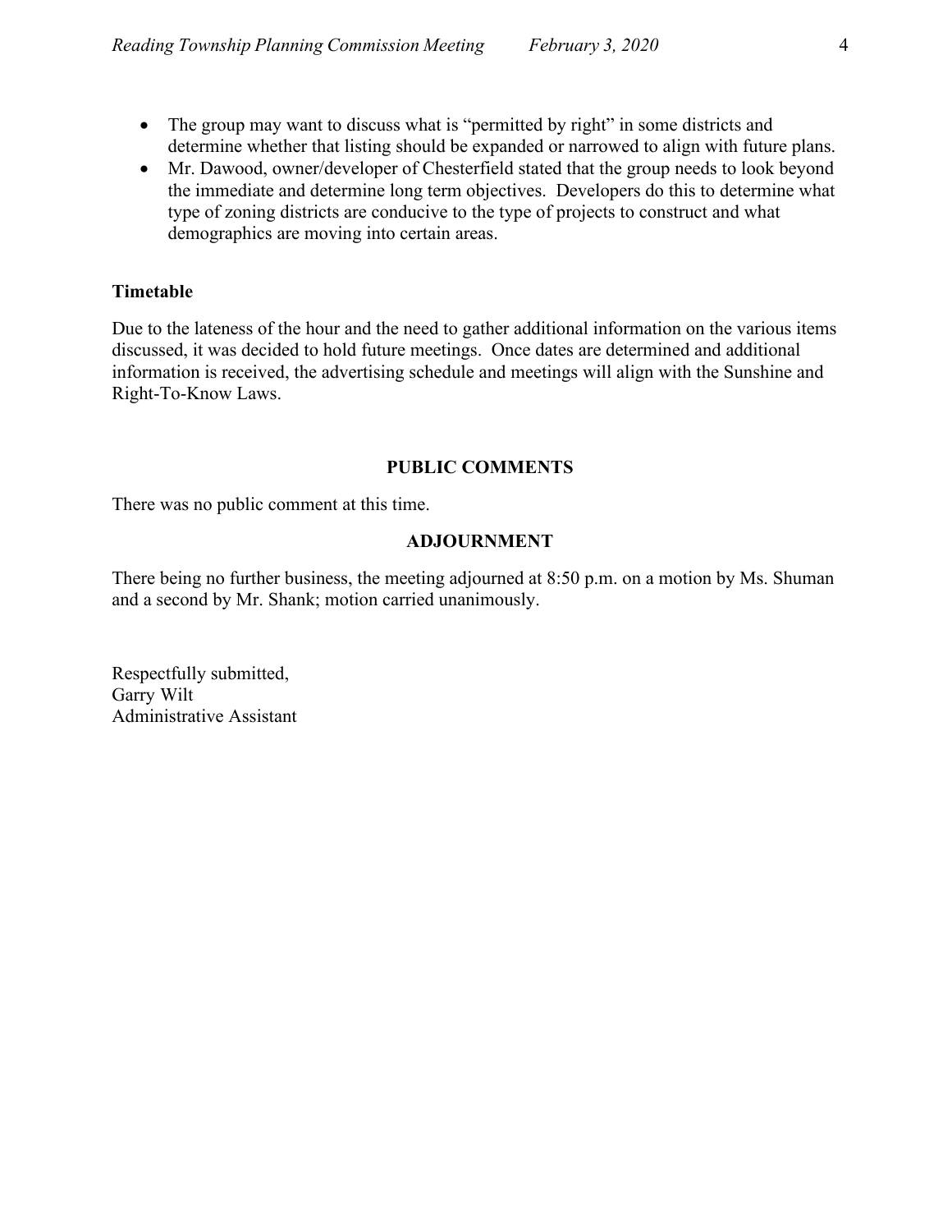- The group may want to discuss what is "permitted by right" in some districts and determine whether that listing should be expanded or narrowed to align with future plans.
- Mr. Dawood, owner/developer of Chesterfield stated that the group needs to look beyond the immediate and determine long term objectives. Developers do this to determine what type of zoning districts are conducive to the type of projects to construct and what demographics are moving into certain areas.

**Timetable**

Due to the lateness of the hour and the need to gather additional information on the various items discussed, it was decided to hold future meetings. Once dates are determined and additional information is received, the advertising schedule and meetings will align with the Sunshine and Right-To-Know Laws.

## PUBLIC COMMENTS

There was no public comment at this time.

## ADJOURNMENT

There being no further business, the meeting adjourned at 8:50 p.m. on a motion by Ms. Shuman and a second by Mr. Shank; motion carried unanimously.

Respectfully submitted,
Garry Wilt
Administrative Assistant